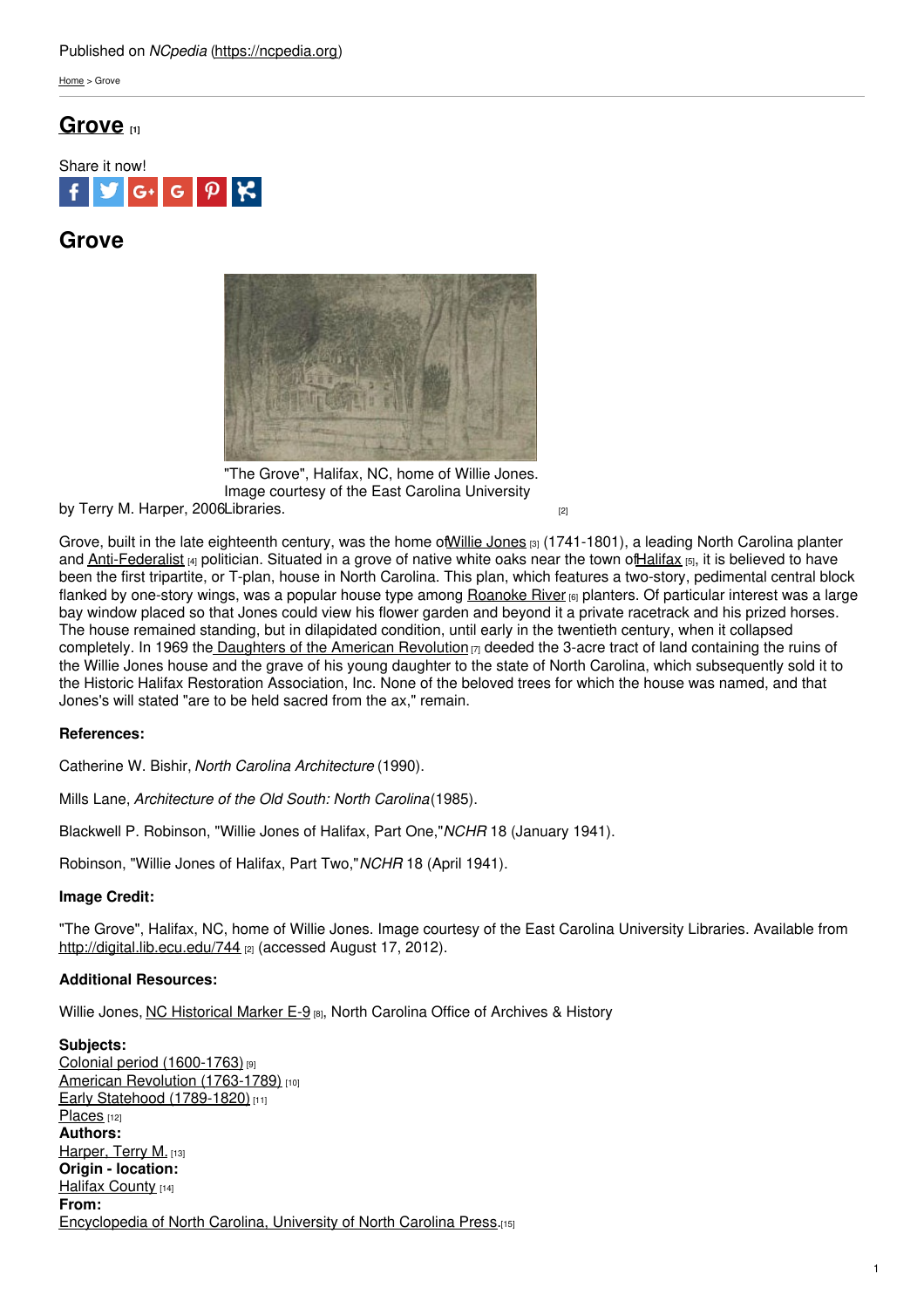Published on *NCpedia* (https://ncpedia.org)

Home > Grove

# Grove [1]

Share it now!

## Grove

"The Grove", Halifax, NC, home of Willie Jones. Image courtesy of the East Carolina University Libraries. [2]

by Terry M. Harper, 2006

Grove, built in the late eighteenth century, was the home of Willie Jones [3] (1741-1801), a leading North Carolina planter and Anti-Federalist [4] politician. Situated in a grove of native white oaks near the town of Halifax [5], it is believed to have been the first tripartite, or T-plan, house in North Carolina. This plan, which features a two-story, pedimental central block flanked by one-story wings, was a popular house type among Roanoke River [6] planters. Of particular interest was a large bay window placed so that Jones could view his flower garden and beyond it a private racetrack and his prized horses. The house remained standing, but in dilapidated condition, until early in the twentieth century, when it collapsed completely. In 1969 the Daughters of the American Revolution [7] deeded the 3-acre tract of land containing the ruins of the Willie Jones house and the grave of his young daughter to the state of North Carolina, which subsequently sold it to the Historic Halifax Restoration Association, Inc. None of the beloved trees for which the house was named, and that Jones's will stated "are to be held sacred from the ax," remain.

### References:

Catherine W. Bishir, *North Carolina Architecture* (1990).

Mills Lane, *Architecture of the Old South: North Carolina* (1985).

Blackwell P. Robinson, "Willie Jones of Halifax, Part One," *NCHR* 18 (January 1941).

Robinson, "Willie Jones of Halifax, Part Two," *NCHR* 18 (April 1941).

### Image Credit:

"The Grove", Halifax, NC, home of Willie Jones. Image courtesy of the East Carolina University Libraries. Available from http://digital.lib.ecu.edu/744 [2] (accessed August 17, 2012).

### Additional Resources:

Willie Jones, NC Historical Marker E-9 [8], North Carolina Office of Archives & History

**Subjects:**
Colonial period (1600-1763) [9]
American Revolution (1763-1789) [10]
Early Statehood (1789-1820) [11]
Places [12]
**Authors:**
Harper, Terry M. [13]
**Origin - location:**
Halifax County [14]
**From:**
Encyclopedia of North Carolina, University of North Carolina Press. [15]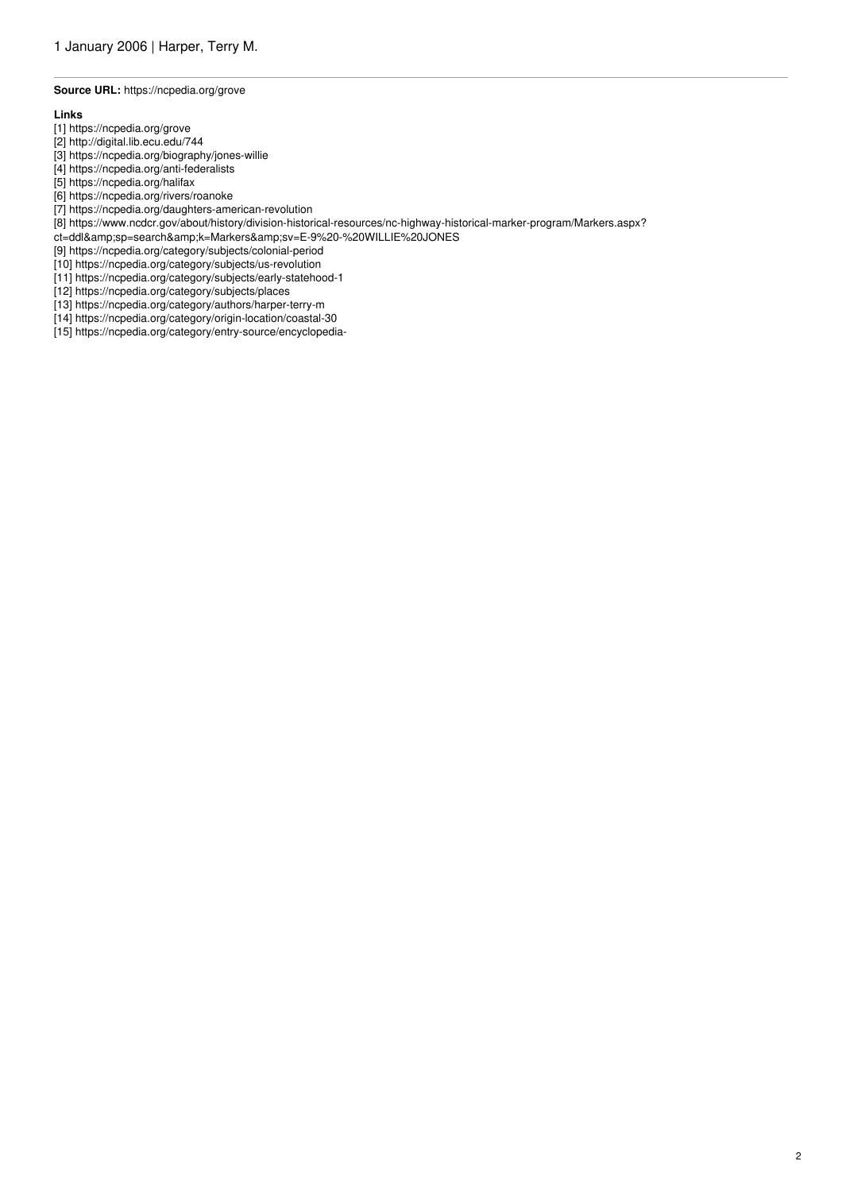1 January 2006 | Harper, Terry M.

**Source URL:** https://ncpedia.org/grove

**Links**

[1] https://ncpedia.org/grove
[2] http://digital.lib.ecu.edu/744
[3] https://ncpedia.org/biography/jones-willie
[4] https://ncpedia.org/anti-federalists
[5] https://ncpedia.org/halifax
[6] https://ncpedia.org/rivers/roanoke
[7] https://ncpedia.org/daughters-american-revolution
[8] https://www.ncdcr.gov/about/history/division-historical-resources/nc-highway-historical-marker-program/Markers.aspx?ct=ddl&amp;sp=search&amp;k=Markers&amp;sv=E-9%20-%20WILLIE%20JONES
[9] https://ncpedia.org/category/subjects/colonial-period
[10] https://ncpedia.org/category/subjects/us-revolution
[11] https://ncpedia.org/category/subjects/early-statehood-1
[12] https://ncpedia.org/category/subjects/places
[13] https://ncpedia.org/category/authors/harper-terry-m
[14] https://ncpedia.org/category/origin-location/coastal-30
[15] https://ncpedia.org/category/entry-source/encyclopedia-